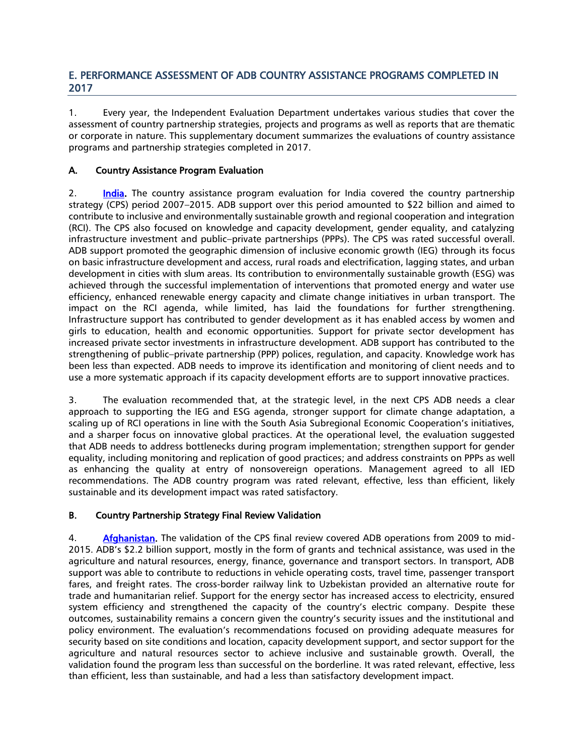## E. PERFORMANCE ASSESSMENT OF ADB COUNTRY ASSISTANCE PROGRAMS COMPLETED IN 2017

1. Every year, the Independent Evaluation Department undertakes various studies that cover the assessment of country partnership strategies, projects and programs as well as reports that are thematic or corporate in nature. This supplementary document summarizes the evaluations of country assistance programs and partnership strategies completed in 2017.

### A. Country Assistance Program Evaluation

2. **India.** The country assistance program evaluation for India covered the country partnership strategy (CPS) period 2007–2015. ADB support over this period amounted to $22 billion and aimed to contribute to inclusive and environmentally sustainable growth and regional cooperation and integration (RCI). The CPS also focused on knowledge and capacity development, gender equality, and catalyzing infrastructure investment and public–private partnerships (PPPs). The CPS was rated successful overall. ADB support promoted the geographic dimension of inclusive economic growth (IEG) through its focus on basic infrastructure development and access, rural roads and electrification, lagging states, and urban development in cities with slum areas. Its contribution to environmentally sustainable growth (ESG) was achieved through the successful implementation of interventions that promoted energy and water use efficiency, enhanced renewable energy capacity and climate change initiatives in urban transport. The impact on the RCI agenda, while limited, has laid the foundations for further strengthening. Infrastructure support has contributed to gender development as it has enabled access by women and girls to education, health and economic opportunities. Support for private sector development has increased private sector investments in infrastructure development. ADB support has contributed to the strengthening of public–private partnership (PPP) polices, regulation, and capacity. Knowledge work has been less than expected. ADB needs to improve its identification and monitoring of client needs and to use a more systematic approach if its capacity development efforts are to support innovative practices.

3. The evaluation recommended that, at the strategic level, in the next CPS ADB needs a clear approach to supporting the IEG and ESG agenda, stronger support for climate change adaptation, a scaling up of RCI operations in line with the South Asia Subregional Economic Cooperation's initiatives, and a sharper focus on innovative global practices. At the operational level, the evaluation suggested that ADB needs to address bottlenecks during program implementation; strengthen support for gender equality, including monitoring and replication of good practices; and address constraints on PPPs as well as enhancing the quality at entry of nonsovereign operations. Management agreed to all IED recommendations. The ADB country program was rated relevant, effective, less than efficient, likely sustainable and its development impact was rated satisfactory.

### B. Country Partnership Strategy Final Review Validation

4. **Afghanistan.** The validation of the CPS final review covered ADB operations from 2009 to mid-2015. ADB's $2.2 billion support, mostly in the form of grants and technical assistance, was used in the agriculture and natural resources, energy, finance, governance and transport sectors. In transport, ADB support was able to contribute to reductions in vehicle operating costs, travel time, passenger transport fares, and freight rates. The cross-border railway link to Uzbekistan provided an alternative route for trade and humanitarian relief. Support for the energy sector has increased access to electricity, ensured system efficiency and strengthened the capacity of the country's electric company. Despite these outcomes, sustainability remains a concern given the country's security issues and the institutional and policy environment. The evaluation's recommendations focused on providing adequate measures for security based on site conditions and location, capacity development support, and sector support for the agriculture and natural resources sector to achieve inclusive and sustainable growth. Overall, the validation found the program less than successful on the borderline. It was rated relevant, effective, less than efficient, less than sustainable, and had a less than satisfactory development impact.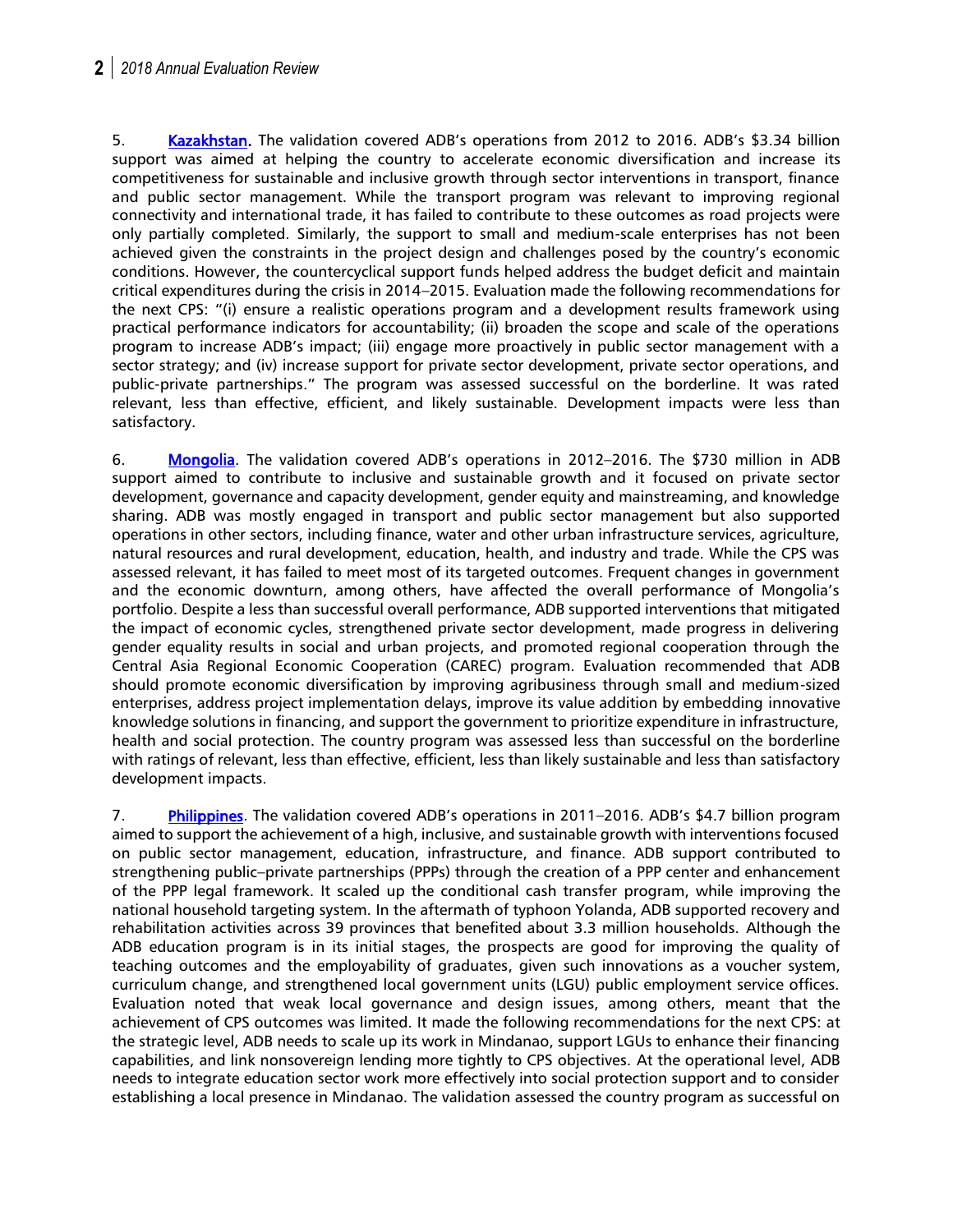5. **Kazakhstan.** The validation covered ADB's operations from 2012 to 2016. ADB's $3.34 billion support was aimed at helping the country to accelerate economic diversification and increase its competitiveness for sustainable and inclusive growth through sector interventions in transport, finance and public sector management. While the transport program was relevant to improving regional connectivity and international trade, it has failed to contribute to these outcomes as road projects were only partially completed. Similarly, the support to small and medium-scale enterprises has not been achieved given the constraints in the project design and challenges posed by the country's economic conditions. However, the countercyclical support funds helped address the budget deficit and maintain critical expenditures during the crisis in 2014–2015. Evaluation made the following recommendations for the next CPS: "(i) ensure a realistic operations program and a development results framework using practical performance indicators for accountability; (ii) broaden the scope and scale of the operations program to increase ADB's impact; (iii) engage more proactively in public sector management with a sector strategy; and (iv) increase support for private sector development, private sector operations, and public-private partnerships." The program was assessed successful on the borderline. It was rated relevant, less than effective, efficient, and likely sustainable. Development impacts were less than satisfactory.

6. **Mongolia**. The validation covered ADB's operations in 2012–2016. The $730 million in ADB support aimed to contribute to inclusive and sustainable growth and it focused on private sector development, governance and capacity development, gender equity and mainstreaming, and knowledge sharing. ADB was mostly engaged in transport and public sector management but also supported operations in other sectors, including finance, water and other urban infrastructure services, agriculture, natural resources and rural development, education, health, and industry and trade. While the CPS was assessed relevant, it has failed to meet most of its targeted outcomes. Frequent changes in government and the economic downturn, among others, have affected the overall performance of Mongolia's portfolio. Despite a less than successful overall performance, ADB supported interventions that mitigated the impact of economic cycles, strengthened private sector development, made progress in delivering gender equality results in social and urban projects, and promoted regional cooperation through the Central Asia Regional Economic Cooperation (CAREC) program. Evaluation recommended that ADB should promote economic diversification by improving agribusiness through small and medium-sized enterprises, address project implementation delays, improve its value addition by embedding innovative knowledge solutions in financing, and support the government to prioritize expenditure in infrastructure, health and social protection. The country program was assessed less than successful on the borderline with ratings of relevant, less than effective, efficient, less than likely sustainable and less than satisfactory development impacts.

7. **Philippines**. The validation covered ADB's operations in 2011–2016. ADB's $4.7 billion program aimed to support the achievement of a high, inclusive, and sustainable growth with interventions focused on public sector management, education, infrastructure, and finance. ADB support contributed to strengthening public–private partnerships (PPPs) through the creation of a PPP center and enhancement of the PPP legal framework. It scaled up the conditional cash transfer program, while improving the national household targeting system. In the aftermath of typhoon Yolanda, ADB supported recovery and rehabilitation activities across 39 provinces that benefited about 3.3 million households. Although the ADB education program is in its initial stages, the prospects are good for improving the quality of teaching outcomes and the employability of graduates, given such innovations as a voucher system, curriculum change, and strengthened local government units (LGU) public employment service offices. Evaluation noted that weak local governance and design issues, among others, meant that the achievement of CPS outcomes was limited. It made the following recommendations for the next CPS: at the strategic level, ADB needs to scale up its work in Mindanao, support LGUs to enhance their financing capabilities, and link nonsovereign lending more tightly to CPS objectives. At the operational level, ADB needs to integrate education sector work more effectively into social protection support and to consider establishing a local presence in Mindanao. The validation assessed the country program as successful on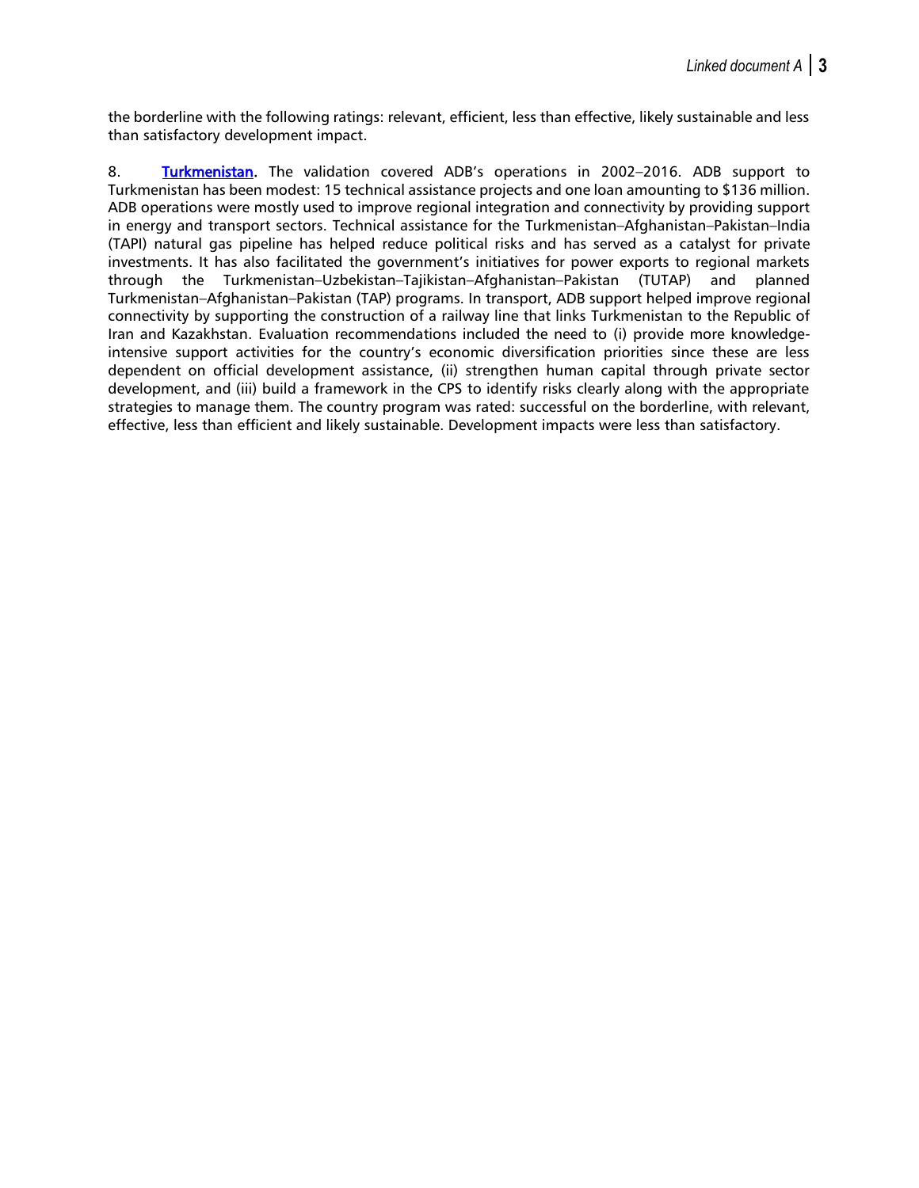the borderline with the following ratings: relevant, efficient, less than effective, likely sustainable and less than satisfactory development impact.

8. **Turkmenistan.** The validation covered ADB's operations in 2002–2016. ADB support to Turkmenistan has been modest: 15 technical assistance projects and one loan amounting to $136 million. ADB operations were mostly used to improve regional integration and connectivity by providing support in energy and transport sectors. Technical assistance for the Turkmenistan–Afghanistan–Pakistan–India (TAPI) natural gas pipeline has helped reduce political risks and has served as a catalyst for private investments. It has also facilitated the government's initiatives for power exports to regional markets through the Turkmenistan–Uzbekistan–Tajikistan–Afghanistan–Pakistan (TUTAP) and planned Turkmenistan–Afghanistan–Pakistan (TAP) programs. In transport, ADB support helped improve regional connectivity by supporting the construction of a railway line that links Turkmenistan to the Republic of Iran and Kazakhstan. Evaluation recommendations included the need to (i) provide more knowledge-intensive support activities for the country's economic diversification priorities since these are less dependent on official development assistance, (ii) strengthen human capital through private sector development, and (iii) build a framework in the CPS to identify risks clearly along with the appropriate strategies to manage them. The country program was rated: successful on the borderline, with relevant, effective, less than efficient and likely sustainable. Development impacts were less than satisfactory.